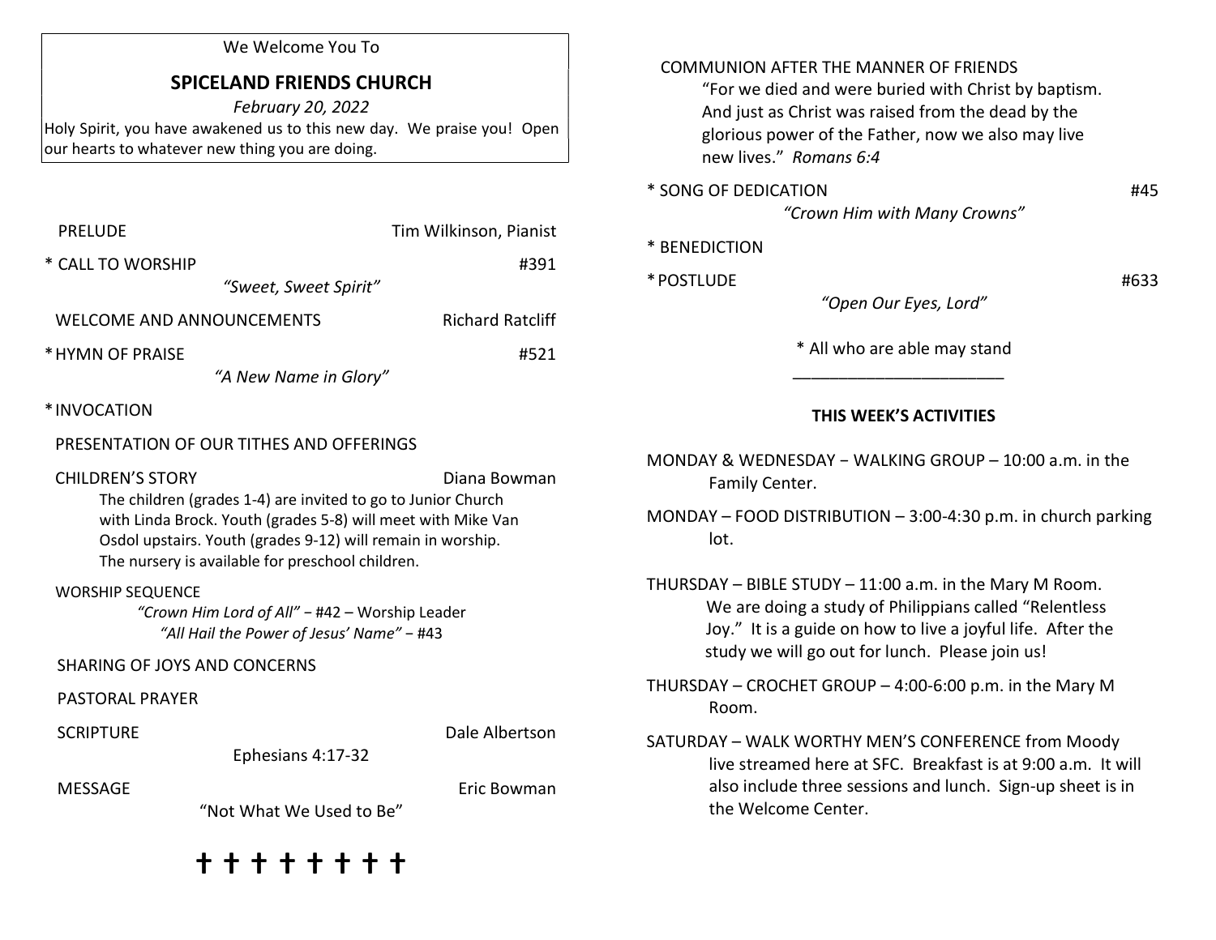We Welcome You To

# SPICELAND FRIENDS CHURCH

*February 20, 2022*

Holy Spirit, you have awakened us to this new day. We praise you! Open our hearts to whatever new thing you are doing.

PRELUDE — Tim Wilkinson, Pianist

* CALL TO WORSHIP — #391
*"Sweet, Sweet Spirit"*

WELCOME AND ANNOUNCEMENTS — Richard Ratcliff

* HYMN OF PRAISE — #521
*"A New Name in Glory"*

* INVOCATION

PRESENTATION OF OUR TITHES AND OFFERINGS

CHILDREN'S STORY — Diana Bowman

The children (grades 1-4) are invited to go to Junior Church with Linda Brock. Youth (grades 5-8) will meet with Mike Van Osdol upstairs. Youth (grades 9-12) will remain in worship. The nursery is available for preschool children.

WORSHIP SEQUENCE
*"Crown Him Lord of All"* – #42 – Worship Leader
*"All Hail the Power of Jesus' Name"* – #43

SHARING OF JOYS AND CONCERNS

PASTORAL PRAYER

SCRIPTURE — Dale Albertson
Ephesians 4:17-32

MESSAGE — Eric Bowman
"Not What We Used to Be"

✝ ✝ ✝ ✝ ✝ ✝ ✝ ✝

COMMUNION AFTER THE MANNER OF FRIENDS
"For we died and were buried with Christ by baptism. And just as Christ was raised from the dead by the glorious power of the Father, now we also may live new lives." *Romans 6:4*

* SONG OF DEDICATION — #45
*"Crown Him with Many Crowns"*

* BENEDICTION

* POSTLUDE — #633
*"Open Our Eyes, Lord"*

* All who are able may stand

---

## THIS WEEK'S ACTIVITIES

MONDAY & WEDNESDAY – WALKING GROUP – 10:00 a.m. in the Family Center.

MONDAY – FOOD DISTRIBUTION – 3:00-4:30 p.m. in church parking lot.

THURSDAY – BIBLE STUDY – 11:00 a.m. in the Mary M Room. We are doing a study of Philippians called "Relentless Joy." It is a guide on how to live a joyful life. After the study we will go out for lunch. Please join us!

THURSDAY – CROCHET GROUP – 4:00-6:00 p.m. in the Mary M Room.

SATURDAY – WALK WORTHY MEN'S CONFERENCE from Moody live streamed here at SFC. Breakfast is at 9:00 a.m. It will also include three sessions and lunch. Sign-up sheet is in the Welcome Center.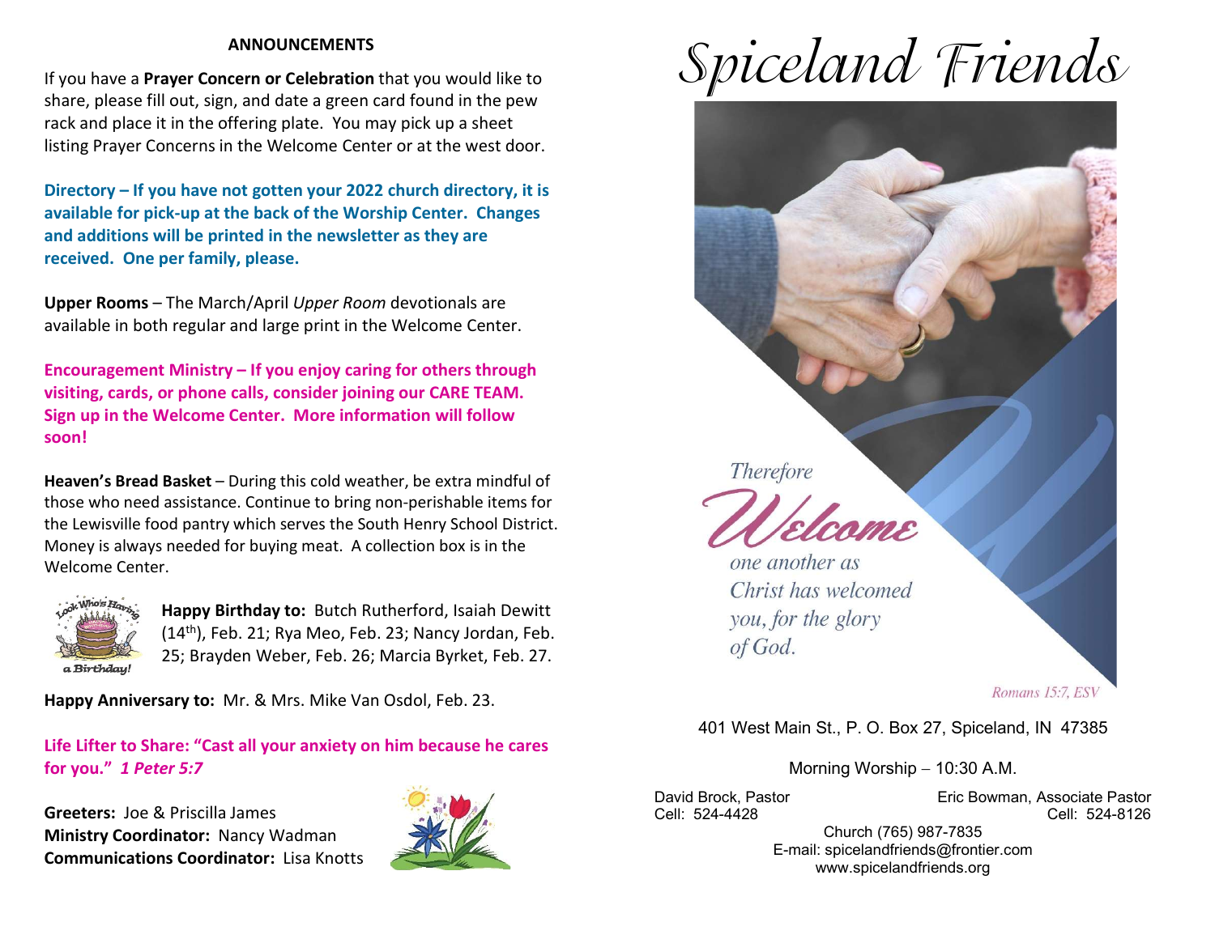## ANNOUNCEMENTS

If you have a **Prayer Concern or Celebration** that you would like to share, please fill out, sign, and date a green card found in the pew rack and place it in the offering plate. You may pick up a sheet listing Prayer Concerns in the Welcome Center or at the west door.

**Directory – If you have not gotten your 2022 church directory, it is available for pick-up at the back of the Worship Center. Changes and additions will be printed in the newsletter as they are received. One per family, please.**

**Upper Rooms** – The March/April *Upper Room* devotionals are available in both regular and large print in the Welcome Center.

**Encouragement Ministry – If you enjoy caring for others through visiting, cards, or phone calls, consider joining our CARE TEAM. Sign up in the Welcome Center. More information will follow soon!**

**Heaven's Bread Basket** – During this cold weather, be extra mindful of those who need assistance. Continue to bring non-perishable items for the Lewisville food pantry which serves the South Henry School District. Money is always needed for buying meat. A collection box is in the Welcome Center.

**Happy Birthday to:** Butch Rutherford, Isaiah Dewitt (14th), Feb. 21; Rya Meo, Feb. 23; Nancy Jordan, Feb. 25; Brayden Weber, Feb. 26; Marcia Byrket, Feb. 27.

**Happy Anniversary to:** Mr. & Mrs. Mike Van Osdol, Feb. 23.

**Life Lifter to Share: "Cast all your anxiety on him because he cares for you."** ***1 Peter 5:7***

**Greeters:** Joe & Priscilla James
**Ministry Coordinator:** Nancy Wadman
**Communications Coordinator:** Lisa Knotts

# *Spiceland Friends*

*Therefore Welcome one another as Christ has welcomed you, for the glory of God.*

*Romans 15:7, ESV*

401 West Main St., P. O. Box 27, Spiceland, IN 47385

Morning Worship – 10:30 A.M.

David Brock, Pastor
Cell: 524-4428

Eric Bowman, Associate Pastor
Cell: 524-8126

Church (765) 987-7835
E-mail: spicelandfriends@frontier.com
www.spicelandfriends.org